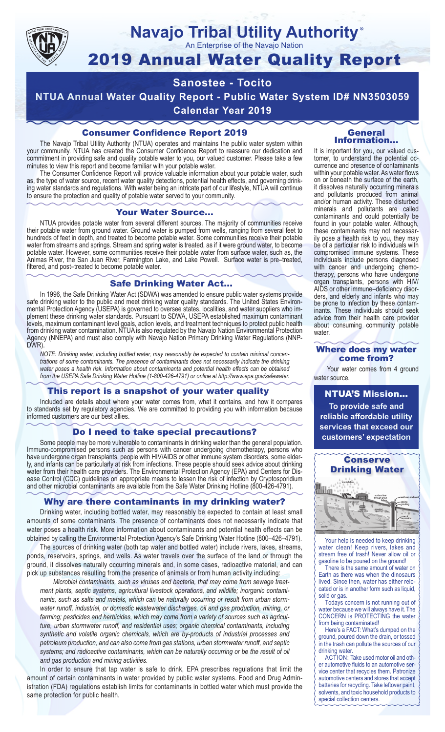# Navajo Tribal Utility Authority®

An Enterprise of the Navajo Nation

# 2019 Annual Water Quality Report

## Sanostee - Tocito

## NTUA Annual Water Quality Report - Public Water System ID# NN3503059

## Calendar Year 2019

### Consumer Confidence Report 2019

The Navajo Tribal Utility Authority (NTUA) operates and maintains the public water system within your community. NTUA has created the Consumer Confidence Report to reassure our dedication and commitment in providing safe and quality potable water to you, our valued customer. Please take a few minutes to view this report and become familiar with your potable water.

The Consumer Confidence Report will provide valuable information about your potable water, such as, the type of water source, recent water quality detections, potential health effects, and governing drinking water standards and regulations. With water being an intricate part of our lifestyle, NTUA will continue to ensure the protection and quality of potable water served to your community.

### Your Water Source…

NTUA provides potable water from several different sources. The majority of communities receive their potable water from ground water. Ground water is pumped from wells, ranging from several feet to hundreds of feet in depth, and treated to become potable water. Some communities receive their potable water from streams and springs. Stream and spring water is treated, as if it were ground water, to become potable water. However, some communities receive their potable water from surface water, such as, the Animas River, the San Juan River, Farmington Lake, and Lake Powell. Surface water is pre–treated, filtered, and post–treated to become potable water.

### Safe Drinking Water Act…

In 1996, the Safe Drinking Water Act (SDWA) was amended to ensure public water systems provide safe drinking water to the public and meet drinking water quality standards. The United States Environmental Protection Agency (USEPA) is governed to oversee states, localities, and water suppliers who implement these drinking water standards. Pursuant to SDWA, USEPA established maximum contaminant levels, maximum contaminant level goals, action levels, and treatment techniques to protect public health from drinking water contamination. NTUA is also regulated by the Navajo Nation Environmental Protection Agency (NNEPA) and must also comply with Navajo Nation Primary Drinking Water Regulations (NNPDWR).

*NOTE: Drinking water, including bottled water, may reasonably be expected to contain minimal concentrations of some contaminants. The presence of contaminants does not necessarily indicate the drinking water poses a health risk. Information about contaminants and potential health effects can be obtained from the USEPA Safe Drinking Water Hotline (1-800-426-4791) or online at http://www.epa.gov/safewater.*

### This report is a snapshot of your water quality

Included are details about where your water comes from, what it contains, and how it compares to standards set by regulatory agencies. We are committed to providing you with information because informed customers are our best allies.

### Do I need to take special precautions?

Some people may be more vulnerable to contaminants in drinking water than the general population. Immuno-compromised persons such as persons with cancer undergoing chemotherapy, persons who have undergone organ transplants, people with HIV/AIDS or other immune system disorders, some elderly, and infants can be particularly at risk from infections. These people should seek advice about drinking water from their health care providers. The Environmental Protection Agency (EPA) and Centers for Disease Control (CDC) guidelines on appropriate means to lessen the risk of infection by Cryptosporidium and other microbial contaminants are available from the Safe Water Drinking Hotline (800-426-4791).

### Why are there contaminants in my drinking water?

Drinking water, including bottled water, may reasonably be expected to contain at least small amounts of some contaminants. The presence of contaminants does not necessarily indicate that water poses a health risk. More information about contaminants and potential health effects can be obtained by calling the Environmental Protection Agency's Safe Drinking Water Hotline (800–426–4791).

The sources of drinking water (both tap water and bottled water) include rivers, lakes, streams, ponds, reservoirs, springs, and wells. As water travels over the surface of the land or through the ground, it dissolves naturally occurring minerals and, in some cases, radioactive material, and can pick up substances resulting from the presence of animals or from human activity including:

*Microbial contaminants, such as viruses and bacteria, that may come from sewage treatment plants, septic systems, agricultural livestock operations, and wildlife; inorganic contaminants, such as salts and metals, which can be naturally occurring or result from urban stormwater runoff, industrial, or domestic wastewater discharges, oil and gas production, mining, or farming; pesticides and herbicides, which may come from a variety of sources such as agriculture, urban stormwater runoff, and residential uses; organic chemical contaminants, including synthetic and volatile organic chemicals, which are by-products of industrial processes and petroleum production, and can also come from gas stations, urban stormwater runoff, and septic systems; and radioactive contaminants, which can be naturally occurring or be the result of oil and gas production and mining activities.*

In order to ensure that tap water is safe to drink, EPA prescribes regulations that limit the amount of certain contaminants in water provided by public water systems. Food and Drug Administration (FDA) regulations establish limits for contaminants in bottled water which must provide the same protection for public health.

### General Information…

It is important for you, our valued customer, to understand the potential occurrence and presence of contaminants within your potable water. As water flows on or beneath the surface of the earth, it dissolves naturally occurring minerals and pollutants produced from animal and/or human activity. These disturbed minerals and pollutants are called contaminants and could potentially be found in your potable water. Although, these contaminants may not necessarily pose a health risk to you, they may be of a particular risk to individuals with compromised immune systems. These individuals include persons diagnosed with cancer and undergoing chemotherapy, persons who have undergone organ transplants, persons with HIV/AIDS or other immune–deficiency disorders, and elderly and infants who may be prone to infection by these contaminants. These individuals should seek advice from their health care provider about consuming community potable water.

### Where does my water come from?

Your water comes from 4 ground water source.

### NTUA'S Mission…

**To provide safe and reliable affordable utility services that exceed our customers' expectation**

### Conserve Drinking Water

Your help is needed to keep drinking water clean! Keep rivers, lakes and stream free of trash! Never allow oil or gasoline to be poured on the ground!

There is the same amount of water on Earth as there was when the dinosaurs lived. Since then, water has either relocated or is in another form such as liquid, solid or gas.

Todays concern is not running out of water because we will always have it. The CONCERN is PROTECTING the water from being contaminated!

Here's a FACT: What's dumped on the ground, poured down the drain, or tossed in the trash can pollute the sources of our drinking water.

ACTION: Take used motor oil and other automotive fluids to an automotive service center that recycles them. Patronize automotive centers and stores that accept batteries for recycling. Take leftover paint, solvents, and toxic household products to special collection centers.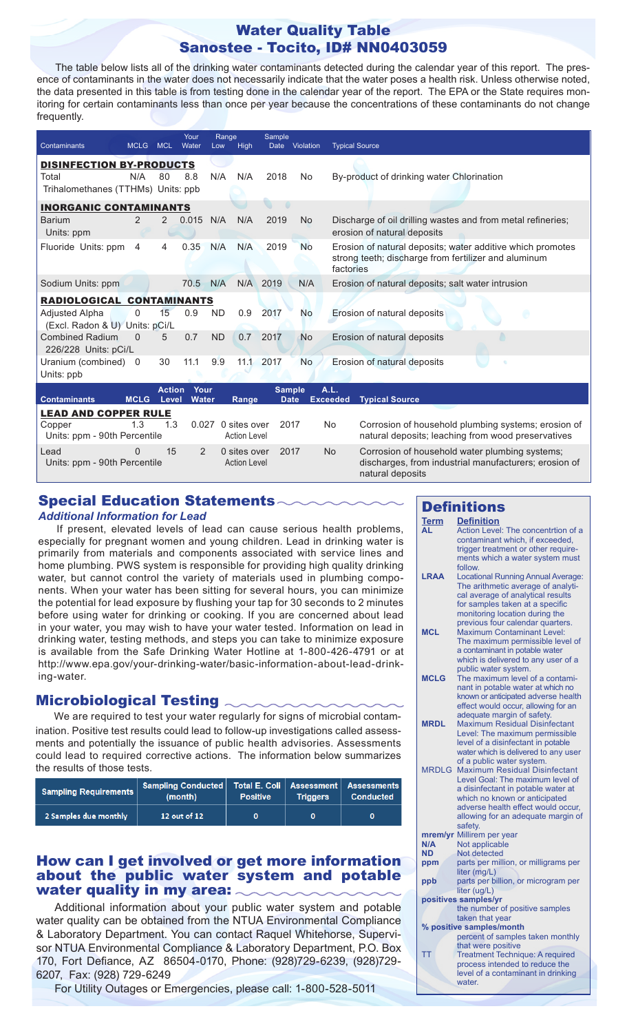# Water Quality Table
## Sanostee - Tocito, ID# NN0403059

The table below lists all of the drinking water contaminants detected during the calendar year of this report. The presence of contaminants in the water does not necessarily indicate that the water poses a health risk. Unless otherwise noted, the data presented in this table is from testing done in the calendar year of the report. The EPA or the State requires monitoring for certain contaminants less than once per year because the concentrations of these contaminants do not change frequently.

| Contaminants | MCLG | MCL | Your Water | Range Low | Range High | Sample Date | Violation | Typical Source |
|---|---|---|---|---|---|---|---|---|
| **DISINFECTION BY-PRODUCTS** | | | | | | | | |
| Total Trihalomethanes (TTHMs) Units: ppb | N/A | 80 | 8.8 | N/A | N/A | 2018 | No | By-product of drinking water Chlorination |
| **INORGANIC CONTAMINANTS** | | | | | | | | |
| Barium Units: ppm | 2 | 2 | 0.015 | N/A | N/A | 2019 | No | Discharge of oil drilling wastes and from metal refineries; erosion of natural deposits |
| Fluoride Units: ppm | 4 | 4 | 0.35 | N/A | N/A | 2019 | No | Erosion of natural deposits; water additive which promotes strong teeth; discharge from fertilizer and aluminum factories |
| Sodium Units: ppm | | | 70.5 | N/A | N/A | 2019 | N/A | Erosion of natural deposits; salt water intrusion |
| **RADIOLOGICAL CONTAMINANTS** | | | | | | | | |
| Adjusted Alpha (Excl. Radon & U) Units: pCi/L | 0 | 15 | 0.9 | ND | 0.9 | 2017 | No | Erosion of natural deposits |
| Combined Radium 226/228 Units: pCi/L | 0 | 5 | 0.7 | ND | 0.7 | 2017 | No | Erosion of natural deposits |
| Uranium (combined) Units: ppb | 0 | 30 | 11.1 | 9.9 | 11.1 | 2017 | No | Erosion of natural deposits |

| Contaminants | MCLG | Action Level | Your Water | Range | Sample Date | A.L. Exceeded | Typical Source |
|---|---|---|---|---|---|---|---|
| **LEAD AND COPPER RULE** | | | | | | | |
| Copper Units: ppm - 90th Percentile | 1.3 | 1.3 | 0.027 | 0 sites over Action Level | 2017 | No | Corrosion of household plumbing systems; erosion of natural deposits; leaching from wood preservatives |
| Lead Units: ppm - 90th Percentile | 0 | 15 | 2 | 0 sites over Action Level | 2017 | No | Corrosion of household water plumbing systems; discharges, from industrial manufacturers; erosion of natural deposits |

## Special Education Statements

### *Additional Information for Lead*

If present, elevated levels of lead can cause serious health problems, especially for pregnant women and young children. Lead in drinking water is primarily from materials and components associated with service lines and home plumbing. PWS system is responsible for providing high quality drinking water, but cannot control the variety of materials used in plumbing components. When your water has been sitting for several hours, you can minimize the potential for lead exposure by flushing your tap for 30 seconds to 2 minutes before using water for drinking or cooking. If you are concerned about lead in your water, you may wish to have your water tested. Information on lead in drinking water, testing methods, and steps you can take to minimize exposure is available from the Safe Drinking Water Hotline at 1-800-426-4791 or at http://www.epa.gov/your-drinking-water/basic-information-about-lead-drinking-water.

## Microbiological Testing

We are required to test your water regularly for signs of microbial contamination. Positive test results could lead to follow-up investigations called assessments and potentially the issuance of public health advisories. Assessments could lead to required corrective actions. The information below summarizes the results of those tests.

| Sampling Requirements | Sampling Conducted (month) | Total E. Coli Positive | Assessment Triggers | Assessments Conducted |
|---|---|---|---|---|
| 2 Samples due monthly | 12 out of 12 | 0 | 0 | 0 |

## How can I get involved or get more information about the public water system and potable water quality in my area:

Additional information about your public water system and potable water quality can be obtained from the NTUA Environmental Compliance & Laboratory Department. You can contact Raquel Whitehorse, Supervisor NTUA Environmental Compliance & Laboratory Department, P.O. Box 170, Fort Defiance, AZ 86504-0170, Phone: (928)729-6239, (928)729-6207, Fax: (928) 729-6249

For Utility Outages or Emergencies, please call: 1-800-528-5011

## Definitions

| Term | Definition |
|---|---|
| **AL** | Action Level: The concentrtion of a contaminant which, if exceeded, trigger treatment or other requirements which a water system must follow. |
| **LRAA** | Locational Running Annual Average: The arithmetic average of analytical results for samples taken at a specific monitoring location during the previous four calendar quarters. |
| **MCL** | Maximum Contaminant Level: The maximum permissible level of a contaminant in potable water which is delivered to any user of a public water system. |
| **MCLG** | The maximum level of a contaminant in potable water at which no known or anticipated adverse health effect would occur, allowing for an adequate margin of safety. |
| **MRDL** | Maximum Residual Disinfectant Level: The maximum permissible level of a disinfectant in potable water which is delivered to any user of a public water system. |
| **MRDLG** | Maximum Residual Disinfectant Level Goal: The maximum level of a disinfectant in potable water at which no known or anticipated adverse health effect would occur, allowing for an adequate margin of safety. |
| **mrem/yr** | Millirem per year |
| **N/A** | Not applicable |
| **ND** | Not detected |
| **ppm** | parts per million, or milligrams per liter (mg/L) |
| **ppb** | parts per billion, or microgram per liter (ug/L) |
| **positives samples/yr** | the number of positive samples taken that year |
| **% positive samples/month** | percent of samples taken monthly that were positive |
| **TT** | Treatment Technique: A required process intended to reduce the level of a contaminant in drinking water. |